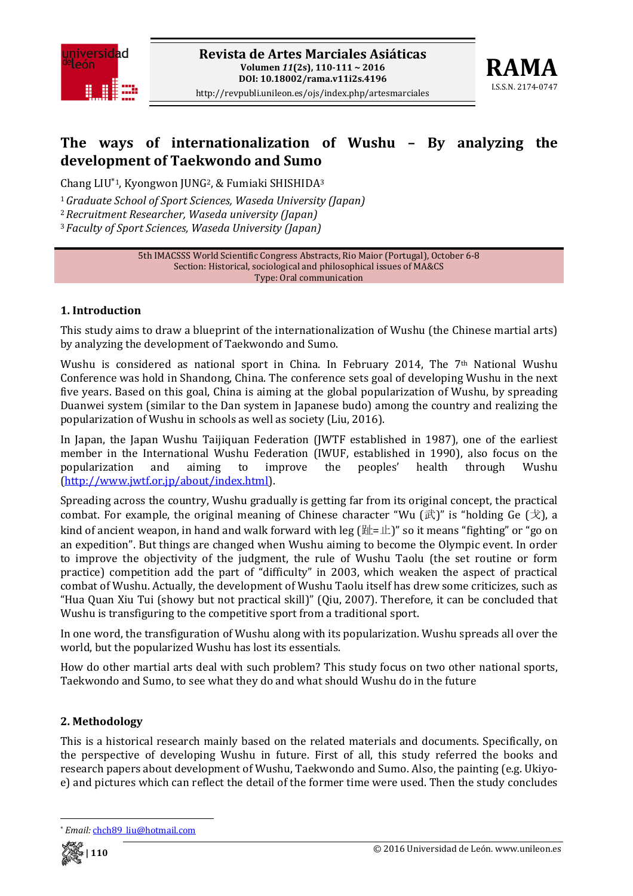# The ways of internationalization of Wushu – By analyzing the development of Taekwondo and Sumo

Chang LIU*[1], Kyongwon JUNG[2], & Fumiaki SHISHIDA[3]

[1] *Graduate School of Sport Sciences, Waseda University (Japan)*
[2] *Recruitment Researcher, Waseda university (Japan)*
[3] *Faculty of Sport Sciences, Waseda University (Japan)*

5th IMACSSS World Scientific Congress Abstracts, Rio Maior (Portugal), October 6-8
Section: Historical, sociological and philosophical issues of MA&CS
Type: Oral communication

## 1. Introduction

This study aims to draw a blueprint of the internationalization of Wushu (the Chinese martial arts) by analyzing the development of Taekwondo and Sumo.

Wushu is considered as national sport in China. In February 2014, The 7th National Wushu Conference was hold in Shandong, China. The conference sets goal of developing Wushu in the next five years. Based on this goal, China is aiming at the global popularization of Wushu, by spreading Duanwei system (similar to the Dan system in Japanese budo) among the country and realizing the popularization of Wushu in schools as well as society (Liu, 2016).

In Japan, the Japan Wushu Taijiquan Federation (JWTF established in 1987), one of the earliest member in the International Wushu Federation (IWUF, established in 1990), also focus on the popularization and aiming to improve the peoples' health through Wushu (http://www.jwtf.or.jp/about/index.html).

Spreading across the country, Wushu gradually is getting far from its original concept, the practical combat. For example, the original meaning of Chinese character "Wu (武)" is "holding Ge (戈), a kind of ancient weapon, in hand and walk forward with leg (趾=止)" so it means "fighting" or "go on an expedition". But things are changed when Wushu aiming to become the Olympic event. In order to improve the objectivity of the judgment, the rule of Wushu Taolu (the set routine or form practice) competition add the part of "difficulty" in 2003, which weaken the aspect of practical combat of Wushu. Actually, the development of Wushu Taolu itself has drew some criticizes, such as "Hua Quan Xiu Tui (showy but not practical skill)" (Qiu, 2007). Therefore, it can be concluded that Wushu is transfiguring to the competitive sport from a traditional sport.

In one word, the transfiguration of Wushu along with its popularization. Wushu spreads all over the world, but the popularized Wushu has lost its essentials.

How do other martial arts deal with such problem? This study focus on two other national sports, Taekwondo and Sumo, to see what they do and what should Wushu do in the future

## 2. Methodology

This is a historical research mainly based on the related materials and documents. Specifically, on the perspective of developing Wushu in future. First of all, this study referred the books and research papers about development of Wushu, Taekwondo and Sumo. Also, the painting (e.g. Ukiyo-e) and pictures which can reflect the detail of the former time were used. Then the study concludes

* *Email:* chch89_liu@hotmail.com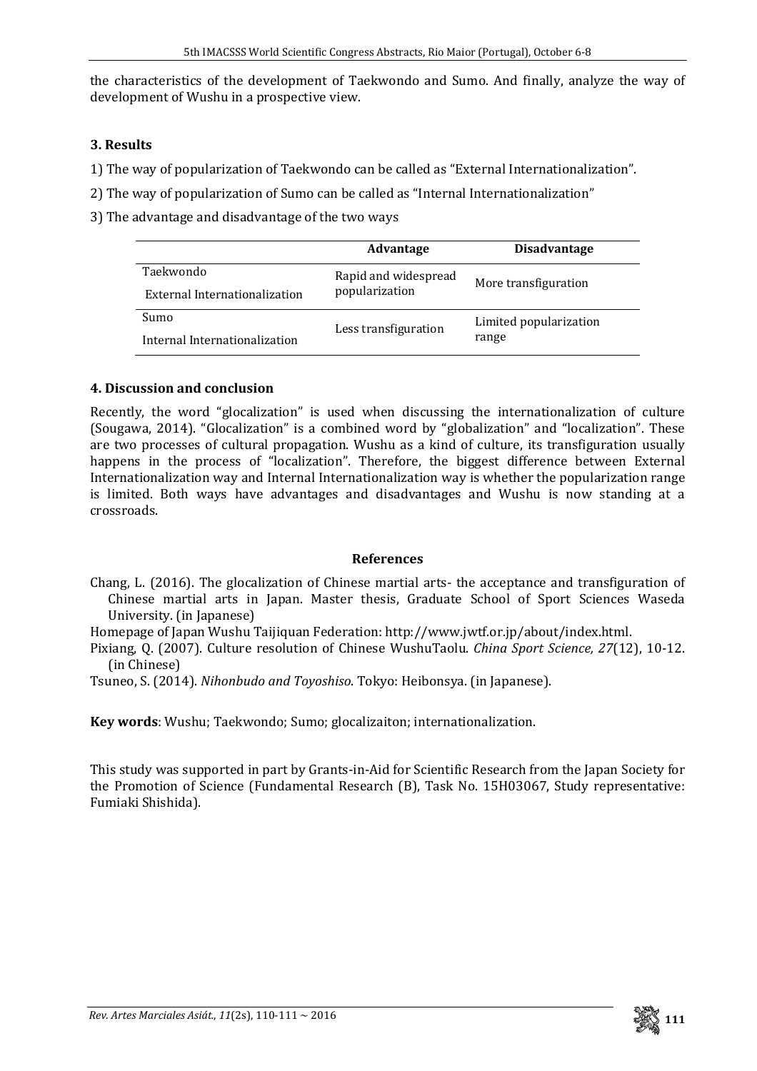the characteristics of the development of Taekwondo and Sumo. And finally, analyze the way of development of Wushu in a prospective view.

### 3. Results

1) The way of popularization of Taekwondo can be called as "External Internationalization".

2) The way of popularization of Sumo can be called as "Internal Internationalization"

3) The advantage and disadvantage of the two ways

| | Advantage | Disadvantage |
|---|---|---|
| Taekwondo<br>External Internationalization | Rapid and widespread popularization | More transfiguration |
| Sumo<br>Internal Internationalization | Less transfiguration | Limited popularization range |

### 4. Discussion and conclusion

Recently, the word "glocalization" is used when discussing the internationalization of culture (Sougawa, 2014). "Glocalization" is a combined word by "globalization" and "localization". These are two processes of cultural propagation. Wushu as a kind of culture, its transfiguration usually happens in the process of "localization". Therefore, the biggest difference between External Internationalization way and Internal Internationalization way is whether the popularization range is limited. Both ways have advantages and disadvantages and Wushu is now standing at a crossroads.

### References

Chang, L. (2016). The glocalization of Chinese martial arts- the acceptance and transfiguration of Chinese martial arts in Japan. Master thesis, Graduate School of Sport Sciences Waseda University. (in Japanese)

Homepage of Japan Wushu Taijiquan Federation: http://www.jwtf.or.jp/about/index.html.

Pixiang, Q. (2007). Culture resolution of Chinese WushuTaolu. *China Sport Science, 27*(12), 10-12. (in Chinese)

Tsuneo, S. (2014). *Nihonbudo and Toyoshiso*. Tokyo: Heibonsya. (in Japanese).

**Key words**: Wushu; Taekwondo; Sumo; glocalizaiton; internationalization.

This study was supported in part by Grants-in-Aid for Scientific Research from the Japan Society for the Promotion of Science (Fundamental Research (B), Task No. 15H03067, Study representative: Fumiaki Shishida).